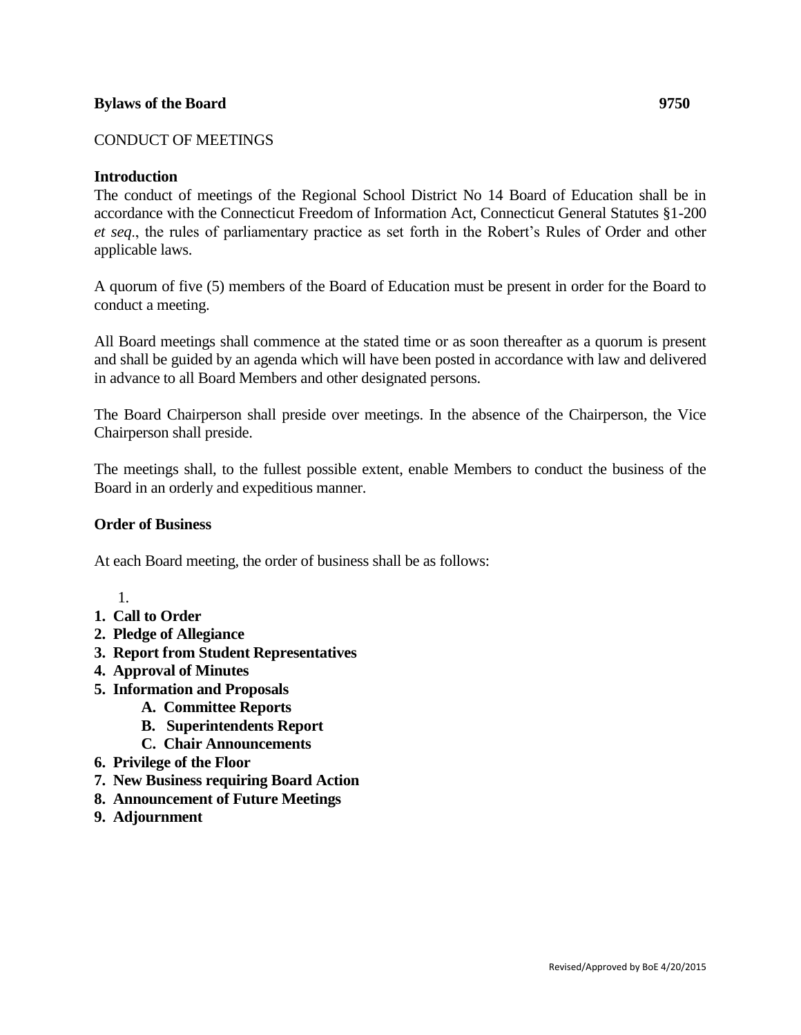**Bylaws of the Board** **9750**

CONDUCT OF MEETINGS

**Introduction**

The conduct of meetings of the Regional School District No 14 Board of Education shall be in accordance with the Connecticut Freedom of Information Act, Connecticut General Statutes §1-200 *et seq*., the rules of parliamentary practice as set forth in the Robert's Rules of Order and other applicable laws.

A quorum of five (5) members of the Board of Education must be present in order for the Board to conduct a meeting.

All Board meetings shall commence at the stated time or as soon thereafter as a quorum is present and shall be guided by an agenda which will have been posted in accordance with law and delivered in advance to all Board Members and other designated persons.

The Board Chairperson shall preside over meetings. In the absence of the Chairperson, the Vice Chairperson shall preside.

The meetings shall, to the fullest possible extent, enable Members to conduct the business of the Board in an orderly and expeditious manner.

**Order of Business**

At each Board meeting, the order of business shall be as follows:

1.

**1. Call to Order**
**2. Pledge of Allegiance**
**3. Report from Student Representatives**
**4. Approval of Minutes**
**5. Information and Proposals**
  **A. Committee Reports**
  **B. Superintendents Report**
  **C. Chair Announcements**
**6. Privilege of the Floor**
**7. New Business requiring Board Action**
**8. Announcement of Future Meetings**
**9. Adjournment**

Revised/Approved by BoE 4/20/2015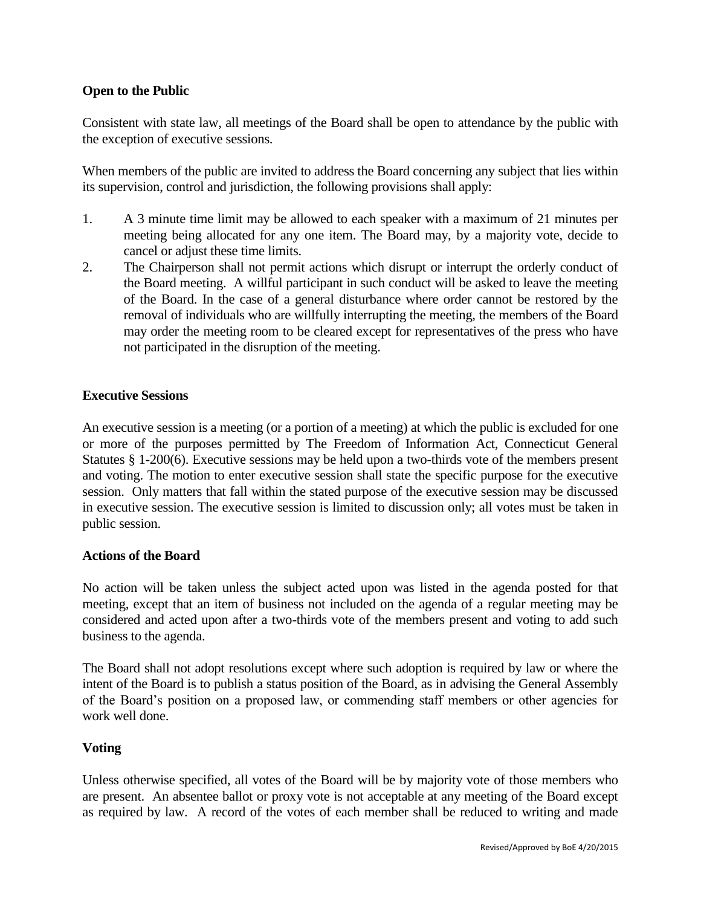**Open to the Public**

Consistent with state law, all meetings of the Board shall be open to attendance by the public with the exception of executive sessions.

When members of the public are invited to address the Board concerning any subject that lies within its supervision, control and jurisdiction, the following provisions shall apply:

1. A 3 minute time limit may be allowed to each speaker with a maximum of 21 minutes per meeting being allocated for any one item. The Board may, by a majority vote, decide to cancel or adjust these time limits.
2. The Chairperson shall not permit actions which disrupt or interrupt the orderly conduct of the Board meeting. A willful participant in such conduct will be asked to leave the meeting of the Board. In the case of a general disturbance where order cannot be restored by the removal of individuals who are willfully interrupting the meeting, the members of the Board may order the meeting room to be cleared except for representatives of the press who have not participated in the disruption of the meeting.

**Executive Sessions**

An executive session is a meeting (or a portion of a meeting) at which the public is excluded for one or more of the purposes permitted by The Freedom of Information Act, Connecticut General Statutes § 1-200(6). Executive sessions may be held upon a two-thirds vote of the members present and voting. The motion to enter executive session shall state the specific purpose for the executive session. Only matters that fall within the stated purpose of the executive session may be discussed in executive session. The executive session is limited to discussion only; all votes must be taken in public session.

**Actions of the Board**

No action will be taken unless the subject acted upon was listed in the agenda posted for that meeting, except that an item of business not included on the agenda of a regular meeting may be considered and acted upon after a two-thirds vote of the members present and voting to add such business to the agenda.

The Board shall not adopt resolutions except where such adoption is required by law or where the intent of the Board is to publish a status position of the Board, as in advising the General Assembly of the Board's position on a proposed law, or commending staff members or other agencies for work well done.

**Voting**

Unless otherwise specified, all votes of the Board will be by majority vote of those members who are present. An absentee ballot or proxy vote is not acceptable at any meeting of the Board except as required by law. A record of the votes of each member shall be reduced to writing and made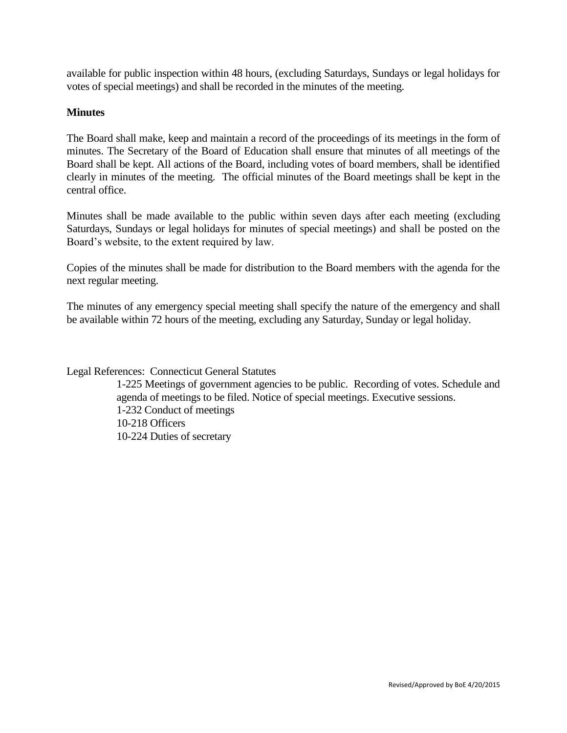available for public inspection within 48 hours, (excluding Saturdays, Sundays or legal holidays for votes of special meetings) and shall be recorded in the minutes of the meeting.

**Minutes**

The Board shall make, keep and maintain a record of the proceedings of its meetings in the form of minutes. The Secretary of the Board of Education shall ensure that minutes of all meetings of the Board shall be kept. All actions of the Board, including votes of board members, shall be identified clearly in minutes of the meeting. The official minutes of the Board meetings shall be kept in the central office.

Minutes shall be made available to the public within seven days after each meeting (excluding Saturdays, Sundays or legal holidays for minutes of special meetings) and shall be posted on the Board's website, to the extent required by law.

Copies of the minutes shall be made for distribution to the Board members with the agenda for the next regular meeting.

The minutes of any emergency special meeting shall specify the nature of the emergency and shall be available within 72 hours of the meeting, excluding any Saturday, Sunday or legal holiday.

Legal References: Connecticut General Statutes

1-225 Meetings of government agencies to be public. Recording of votes. Schedule and agenda of meetings to be filed. Notice of special meetings. Executive sessions.
1-232 Conduct of meetings
10-218 Officers
10-224 Duties of secretary

Revised/Approved by BoE 4/20/2015